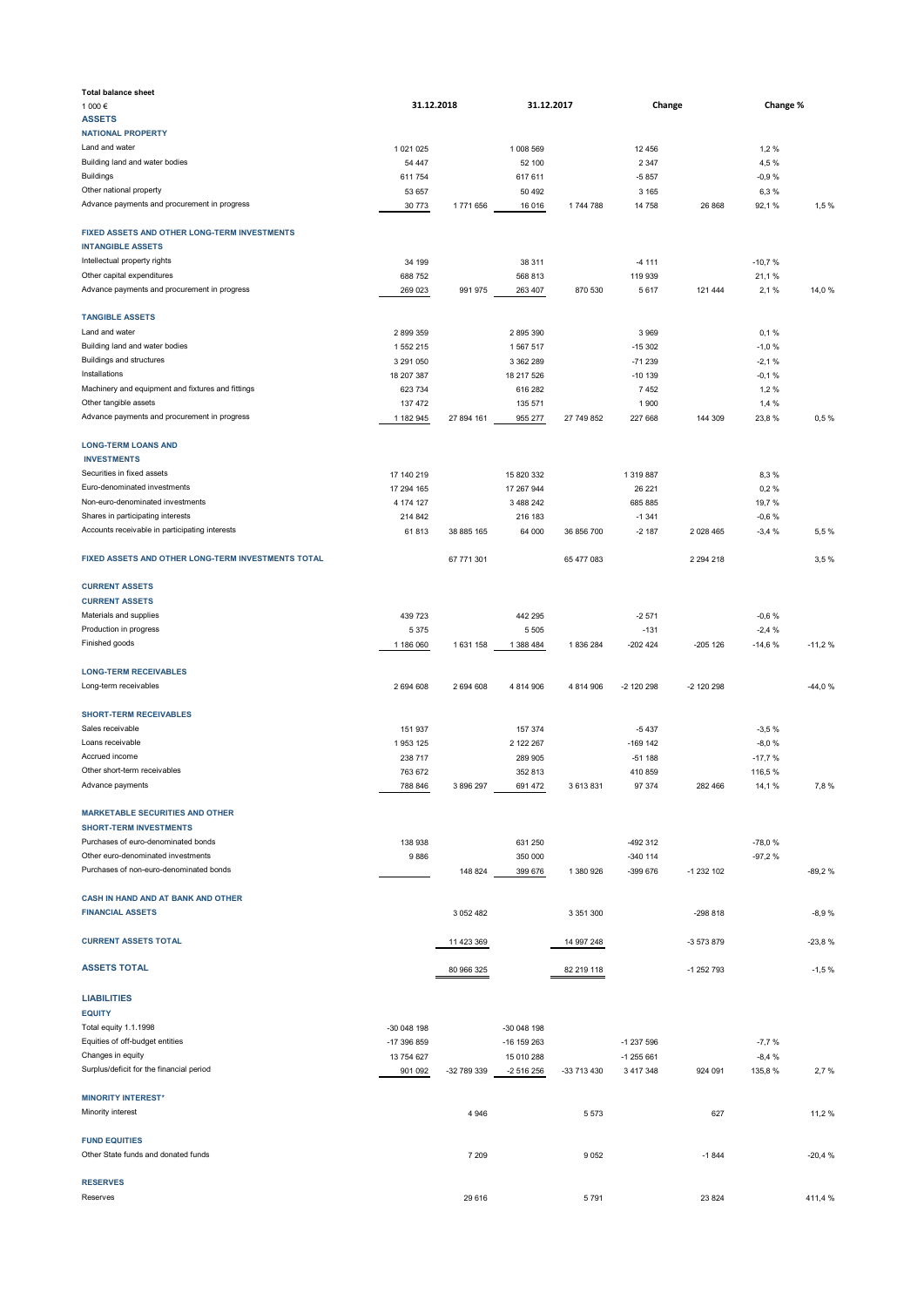**Total balance sheet**

| 1 000 € | 31.12.2018 | | 31.12.2017 | | Change | | Change % | |
|---|---|---|---|---|---|---|---|---|
| **ASSETS** | | | | | | | | |
| **NATIONAL PROPERTY** | | | | | | | | |
| Land and water | 1 021 025 | | 1 008 569 | | 12 456 | | 1,2 % | |
| Building land and water bodies | 54 447 | | 52 100 | | 2 347 | | 4,5 % | |
| Buildings | 611 754 | | 617 611 | | -5 857 | | -0,9 % | |
| Other national property | 53 657 | | 50 492 | | 3 165 | | 6,3 % | |
| Advance payments and procurement in progress | 30 773 | 1 771 656 | 16 016 | 1 744 788 | 14 758 | 26 868 | 92,1 % | 1,5 % |
| **FIXED ASSETS AND OTHER LONG-TERM INVESTMENTS** | | | | | | | | |
| **INTANGIBLE ASSETS** | | | | | | | | |
| Intellectual property rights | 34 199 | | 38 311 | | -4 111 | | -10,7 % | |
| Other capital expenditures | 688 752 | | 568 813 | | 119 939 | | 21,1 % | |
| Advance payments and procurement in progress | 269 023 | 991 975 | 263 407 | 870 530 | 5 617 | 121 444 | 2,1 % | 14,0 % |
| **TANGIBLE ASSETS** | | | | | | | | |
| Land and water | 2 899 359 | | 2 895 390 | | 3 969 | | 0,1 % | |
| Building land and water bodies | 1 552 215 | | 1 567 517 | | -15 302 | | -1,0 % | |
| Buildings and structures | 3 291 050 | | 3 362 289 | | -71 239 | | -2,1 % | |
| Installations | 18 207 387 | | 18 217 526 | | -10 139 | | -0,1 % | |
| Machinery and equipment and fixtures and fittings | 623 734 | | 616 282 | | 7 452 | | 1,2 % | |
| Other tangible assets | 137 472 | | 135 571 | | 1 900 | | 1,4 % | |
| Advance payments and procurement in progress | 1 182 945 | 27 894 161 | 955 277 | 27 749 852 | 227 668 | 144 309 | 23,8 % | 0,5 % |
| **LONG-TERM LOANS AND INVESTMENTS** | | | | | | | | |
| Securities in fixed assets | 17 140 219 | | 15 820 332 | | 1 319 887 | | 8,3 % | |
| Euro-denominated investments | 17 294 165 | | 17 267 944 | | 26 221 | | 0,2 % | |
| Non-euro-denominated investments | 4 174 127 | | 3 488 242 | | 685 885 | | 19,7 % | |
| Shares in participating interests | 214 842 | | 216 183 | | -1 341 | | -0,6 % | |
| Accounts receivable in participating interests | 61 813 | 38 885 165 | 64 000 | 36 856 700 | -2 187 | 2 028 465 | -3,4 % | 5,5 % |
| **FIXED ASSETS AND OTHER LONG-TERM INVESTMENTS TOTAL** | | 67 771 301 | | 65 477 083 | | 2 294 218 | | 3,5 % |
| **CURRENT ASSETS** | | | | | | | | |
| **CURRENT ASSETS** | | | | | | | | |
| Materials and supplies | 439 723 | | 442 295 | | -2 571 | | -0,6 % | |
| Production in progress | 5 375 | | 5 505 | | -131 | | -2,4 % | |
| Finished goods | 1 186 060 | 1 631 158 | 1 388 484 | 1 836 284 | -202 424 | -205 126 | -14,6 % | -11,2 % |
| **LONG-TERM RECEIVABLES** | | | | | | | | |
| Long-term receivables | 2 694 608 | 2 694 608 | 4 814 906 | 4 814 906 | -2 120 298 | -2 120 298 | | -44,0 % |
| **SHORT-TERM RECEIVABLES** | | | | | | | | |
| Sales receivable | 151 937 | | 157 374 | | -5 437 | | -3,5 % | |
| Loans receivable | 1 953 125 | | 2 122 267 | | -169 142 | | -8,0 % | |
| Accrued income | 238 717 | | 289 905 | | -51 188 | | -17,7 % | |
| Other short-term receivables | 763 672 | | 352 813 | | 410 859 | | 116,5 % | |
| Advance payments | 788 846 | 3 896 297 | 691 472 | 3 613 831 | 97 374 | 282 466 | 14,1 % | 7,8 % |
| **MARKETABLE SECURITIES AND OTHER SHORT-TERM INVESTMENTS** | | | | | | | | |
| Purchases of euro-denominated bonds | 138 938 | | 631 250 | | -492 312 | | -78,0 % | |
| Other euro-denominated investments | 9 886 | | 350 000 | | -340 114 | | -97,2 % | |
| Purchases of non-euro-denominated bonds | | 148 824 | 399 676 | 1 380 926 | -399 676 | -1 232 102 | | -89,2 % |
| **CASH IN HAND AND AT BANK AND OTHER FINANCIAL ASSETS** | | 3 052 482 | | 3 351 300 | | -298 818 | | -8,9 % |
| **CURRENT ASSETS TOTAL** | | 11 423 369 | | 14 997 248 | | -3 573 879 | | -23,8 % |
| **ASSETS TOTAL** | | 80 966 325 | | 82 219 118 | | -1 252 793 | | -1,5 % |
| **LIABILITIES** | | | | | | | | |
| **EQUITY** | | | | | | | | |
| Total equity 1.1.1998 | -30 048 198 | | -30 048 198 | | | | | |
| Equities of off-budget entities | -17 396 859 | | -16 159 263 | | -1 237 596 | | -7,7 % | |
| Changes in equity | 13 754 627 | | 15 010 288 | | -1 255 661 | | -8,4 % | |
| Surplus/deficit for the financial period | 901 092 | -32 789 339 | -2 516 256 | -33 713 430 | 3 417 348 | 924 091 | 135,8 % | 2,7 % |
| **MINORITY INTEREST*** | | | | | | | | |
| Minority interest | | 4 946 | | 5 573 | | 627 | | 11,2 % |
| **FUND EQUITIES** | | | | | | | | |
| Other State funds and donated funds | | 7 209 | | 9 052 | | -1 844 | | -20,4 % |
| **RESERVES** | | | | | | | | |
| Reserves | | 29 616 | | 5 791 | | 23 824 | | 411,4 % |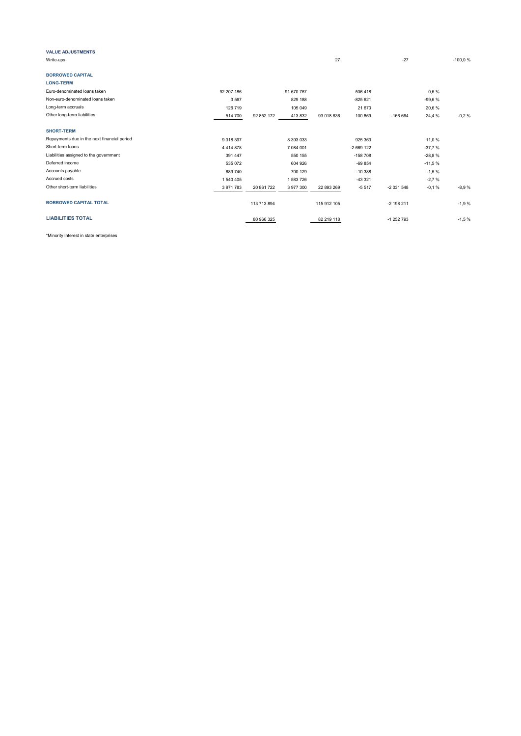| | | | | | | | | |
|---|---|---|---|---|---|---|---|---|
| **VALUE ADJUSTMENTS** | | | | | | | | |
| Write-ups | | | | 27 | | -27 | | -100,0 % |
| | | | | | | | | |
| **BORROWED CAPITAL** | | | | | | | | |
| **LONG-TERM** | | | | | | | | |
| Euro-denominated loans taken | 92 207 186 | | 91 670 767 | | 536 418 | | 0,6 % | |
| Non-euro-denominated loans taken | 3 567 | | 829 188 | | -825 621 | | -99,6 % | |
| Long-term accruals | 126 719 | | 105 049 | | 21 670 | | 20,6 % | |
| Other long-term liabilities | 514 700 | 92 852 172 | 413 832 | 93 018 836 | 100 869 | -166 664 | 24,4 % | -0,2 % |
| | | | | | | | | |
| **SHORT-TERM** | | | | | | | | |
| Repayments due in the next financial period | 9 318 397 | | 8 393 033 | | 925 363 | | 11,0 % | |
| Short-term loans | 4 414 878 | | 7 084 001 | | -2 669 122 | | -37,7 % | |
| Liabilities assigned to the government | 391 447 | | 550 155 | | -158 708 | | -28,8 % | |
| Deferred income | 535 072 | | 604 926 | | -69 854 | | -11,5 % | |
| Accounts payable | 689 740 | | 700 129 | | -10 388 | | -1,5 % | |
| Accrued costs | 1 540 405 | | 1 583 726 | | -43 321 | | -2,7 % | |
| Other short-term liabilities | 3 971 783 | 20 861 722 | 3 977 300 | 22 893 269 | -5 517 | -2 031 548 | -0,1 % | -8,9 % |
| | | | | | | | | |
| **BORROWED CAPITAL TOTAL** | | 113 713 894 | | 115 912 105 | | -2 198 211 | | -1,9 % |
| | | | | | | | | |
| **LIABILITIES TOTAL** | | 80 966 325 | | 82 219 118 | | -1 252 793 | | -1,5 % |

*Minority interest in state enterprises